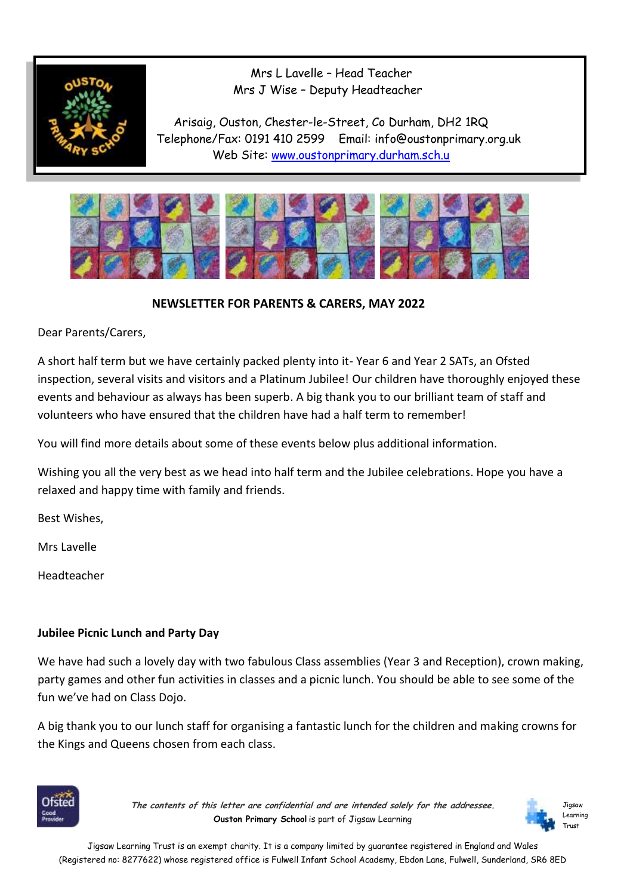Mrs L Lavelle – Head Teacher
Mrs J Wise – Deputy Headteacher

Arisaig, Ouston, Chester-le-Street, Co Durham, DH2 1RQ
Telephone/Fax: 0191 410 2599 Email: info@oustonprimary.org.uk
Web Site: [www.oustonprimary.durham.sch.u](www.oustonprimary.durham.sch.u)

**NEWSLETTER FOR PARENTS & CARERS, MAY 2022**

Dear Parents/Carers,

A short half term but we have certainly packed plenty into it- Year 6 and Year 2 SATs, an Ofsted inspection, several visits and visitors and a Platinum Jubilee! Our children have thoroughly enjoyed these events and behaviour as always has been superb. A big thank you to our brilliant team of staff and volunteers who have ensured that the children have had a half term to remember!

You will find more details about some of these events below plus additional information.

Wishing you all the very best as we head into half term and the Jubilee celebrations. Hope you have a relaxed and happy time with family and friends.

Best Wishes,

Mrs Lavelle

Headteacher

**Jubilee Picnic Lunch and Party Day**

We have had such a lovely day with two fabulous Class assemblies (Year 3 and Reception), crown making, party games and other fun activities in classes and a picnic lunch. You should be able to see some of the fun we've had on Class Dojo.

A big thank you to our lunch staff for organising a fantastic lunch for the children and making crowns for the Kings and Queens chosen from each class.

*The contents of this letter are confidential and are intended solely for the addressee.*
**Ouston Primary School** is part of Jigsaw Learning

Jigsaw Learning Trust is an exempt charity. It is a company limited by guarantee registered in England and Wales (Registered no: 8277622) whose registered office is Fulwell Infant School Academy, Ebdon Lane, Fulwell, Sunderland, SR6 8ED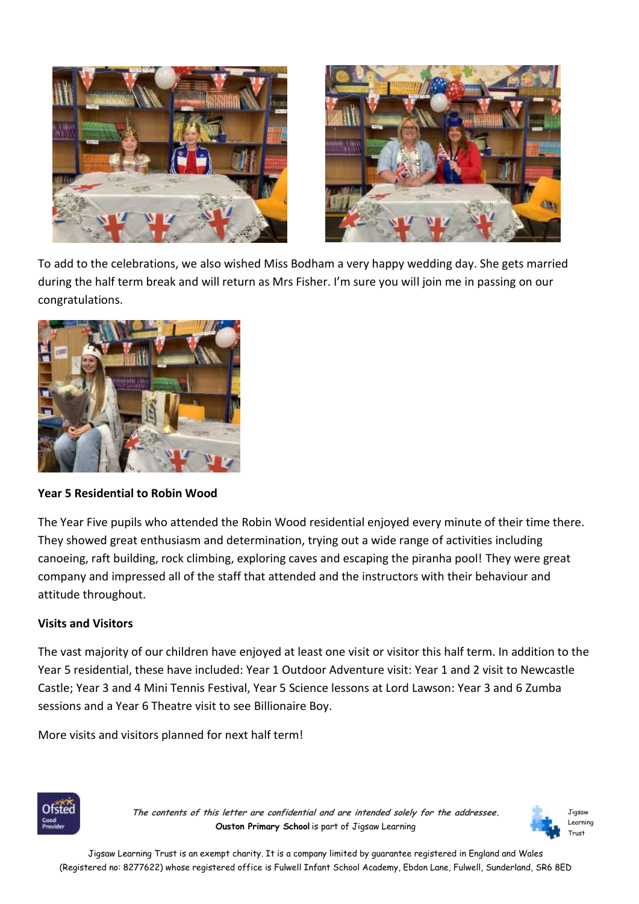To add to the celebrations, we also wished Miss Bodham a very happy wedding day. She gets married during the half term break and will return as Mrs Fisher. I'm sure you will join me in passing on our congratulations.

**Year 5 Residential to Robin Wood**

The Year Five pupils who attended the Robin Wood residential enjoyed every minute of their time there. They showed great enthusiasm and determination, trying out a wide range of activities including canoeing, raft building, rock climbing, exploring caves and escaping the piranha pool! They were great company and impressed all of the staff that attended and the instructors with their behaviour and attitude throughout.

**Visits and Visitors**

The vast majority of our children have enjoyed at least one visit or visitor this half term. In addition to the Year 5 residential, these have included: Year 1 Outdoor Adventure visit: Year 1 and 2 visit to Newcastle Castle; Year 3 and 4 Mini Tennis Festival, Year 5 Science lessons at Lord Lawson: Year 3 and 6 Zumba sessions and a Year 6 Theatre visit to see Billionaire Boy.

More visits and visitors planned for next half term!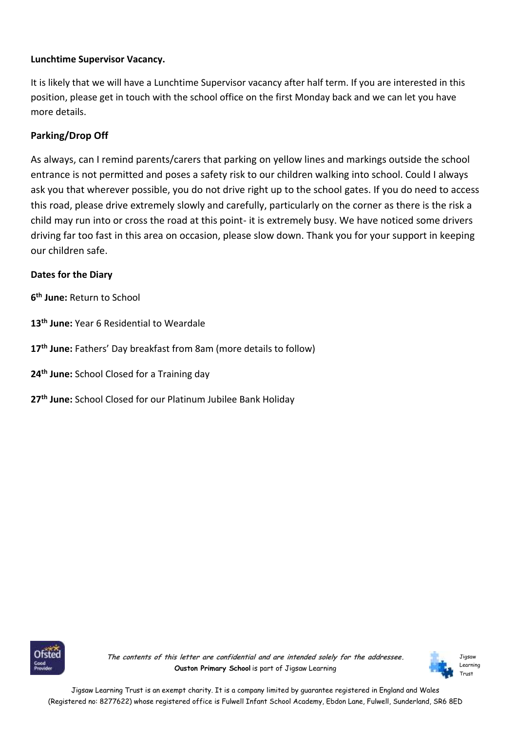**Lunchtime Supervisor Vacancy.**

It is likely that we will have a Lunchtime Supervisor vacancy after half term. If you are interested in this position, please get in touch with the school office on the first Monday back and we can let you have more details.

**Parking/Drop Off**

As always, can I remind parents/carers that parking on yellow lines and markings outside the school entrance is not permitted and poses a safety risk to our children walking into school. Could I always ask you that wherever possible, you do not drive right up to the school gates. If you do need to access this road, please drive extremely slowly and carefully, particularly on the corner as there is the risk a child may run into or cross the road at this point- it is extremely busy. We have noticed some drivers driving far too fast in this area on occasion, please slow down. Thank you for your support in keeping our children safe.

**Dates for the Diary**

**6th June:** Return to School

**13th June:** Year 6 Residential to Weardale

**17th June:** Fathers' Day breakfast from 8am (more details to follow)

**24th June:** School Closed for a Training day

**27th June:** School Closed for our Platinum Jubilee Bank Holiday

*The contents of this letter are confidential and are intended solely for the addressee.*
**Ouston Primary School** is part of Jigsaw Learning

Jigsaw Learning Trust is an exempt charity. It is a company limited by guarantee registered in England and Wales (Registered no: 8277622) whose registered office is Fulwell Infant School Academy, Ebdon Lane, Fulwell, Sunderland, SR6 8ED